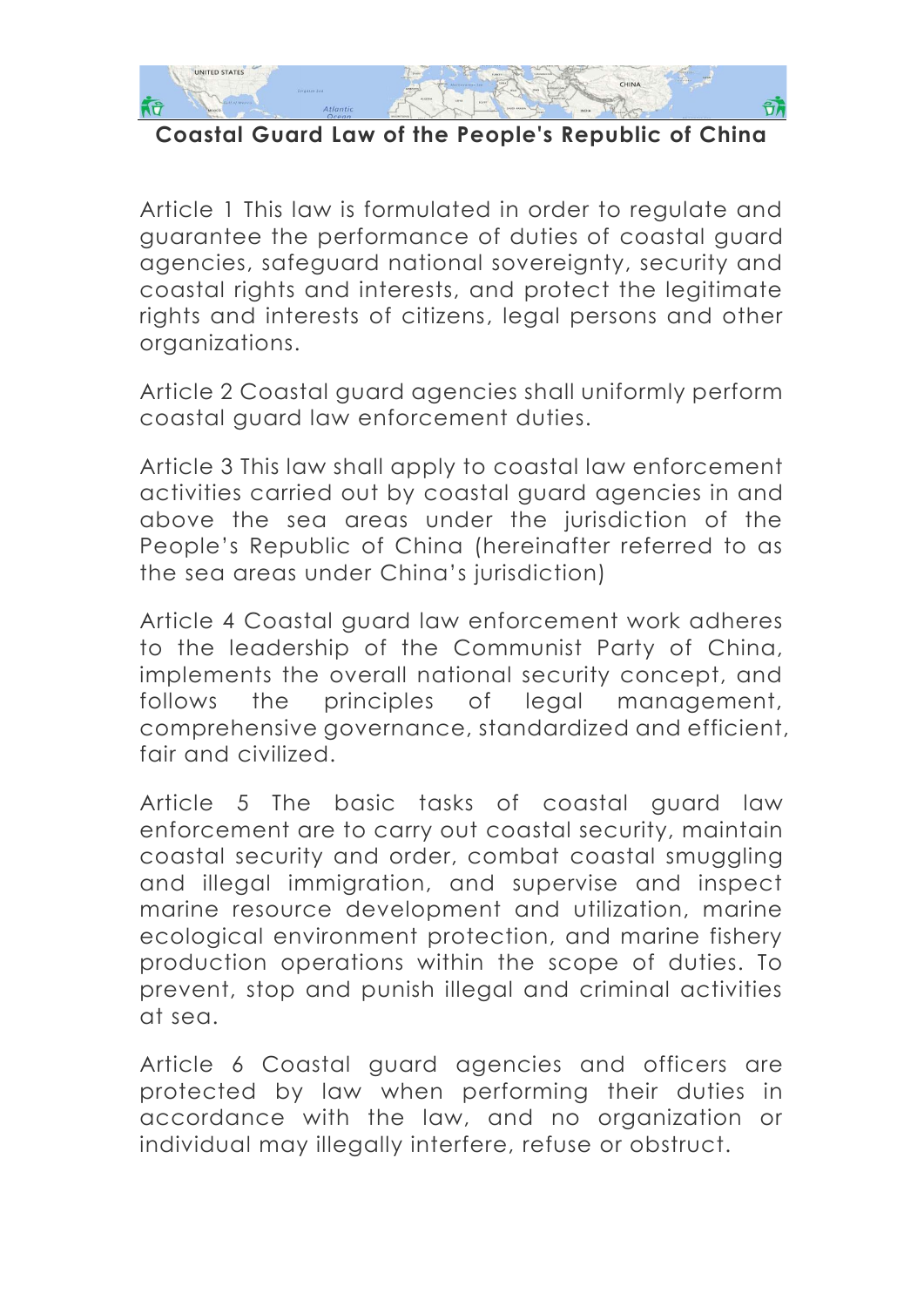# Coastal Guard Law of the People's Republic of China

Article 1 This law is formulated in order to regulate and guarantee the performance of duties of coastal guard agencies, safeguard national sovereignty, security and coastal rights and interests, and protect the legitimate rights and interests of citizens, legal persons and other organizations.

Article 2 Coastal guard agencies shall uniformly perform coastal guard law enforcement duties.

Article 3 This law shall apply to coastal law enforcement activities carried out by coastal guard agencies in and above the sea areas under the jurisdiction of the People's Republic of China (hereinafter referred to as the sea areas under China's jurisdiction)

Article 4 Coastal guard law enforcement work adheres to the leadership of the Communist Party of China, implements the overall national security concept, and follows the principles of legal management, comprehensive governance, standardized and efficient, fair and civilized.

Article 5 The basic tasks of coastal guard law enforcement are to carry out coastal security, maintain coastal security and order, combat coastal smuggling and illegal immigration, and supervise and inspect marine resource development and utilization, marine ecological environment protection, and marine fishery production operations within the scope of duties. To prevent, stop and punish illegal and criminal activities at sea.

Article 6 Coastal guard agencies and officers are protected by law when performing their duties in accordance with the law, and no organization or individual may illegally interfere, refuse or obstruct.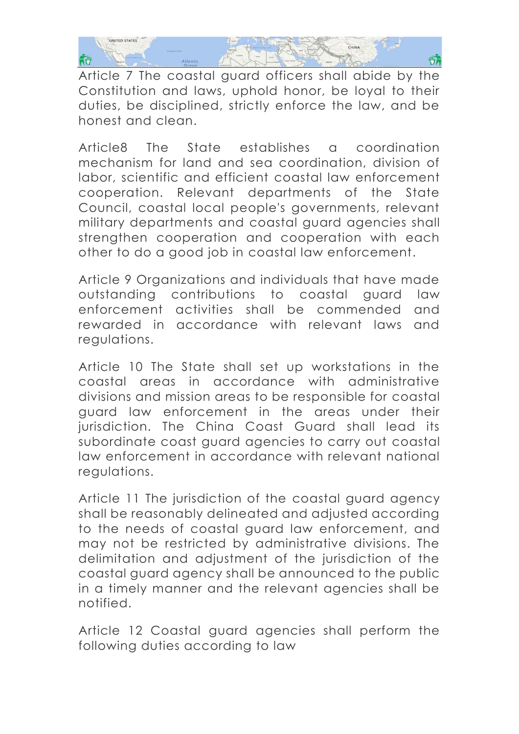Article 7 The coastal guard officers shall abide by the Constitution and laws, uphold honor, be loyal to their duties, be disciplined, strictly enforce the law, and be honest and clean.

Article8 The State establishes a coordination mechanism for land and sea coordination, division of labor, scientific and efficient coastal law enforcement cooperation. Relevant departments of the State Council, coastal local people's governments, relevant military departments and coastal guard agencies shall strengthen cooperation and cooperation with each other to do a good job in coastal law enforcement.

Article 9 Organizations and individuals that have made outstanding contributions to coastal guard law enforcement activities shall be commended and rewarded in accordance with relevant laws and regulations.

Article 10 The State shall set up workstations in the coastal areas in accordance with administrative divisions and mission areas to be responsible for coastal guard law enforcement in the areas under their jurisdiction. The China Coast Guard shall lead its subordinate coast guard agencies to carry out coastal law enforcement in accordance with relevant national regulations.

Article 11 The jurisdiction of the coastal guard agency shall be reasonably delineated and adjusted according to the needs of coastal guard law enforcement, and may not be restricted by administrative divisions. The delimitation and adjustment of the jurisdiction of the coastal guard agency shall be announced to the public in a timely manner and the relevant agencies shall be notified.

Article 12 Coastal guard agencies shall perform the following duties according to law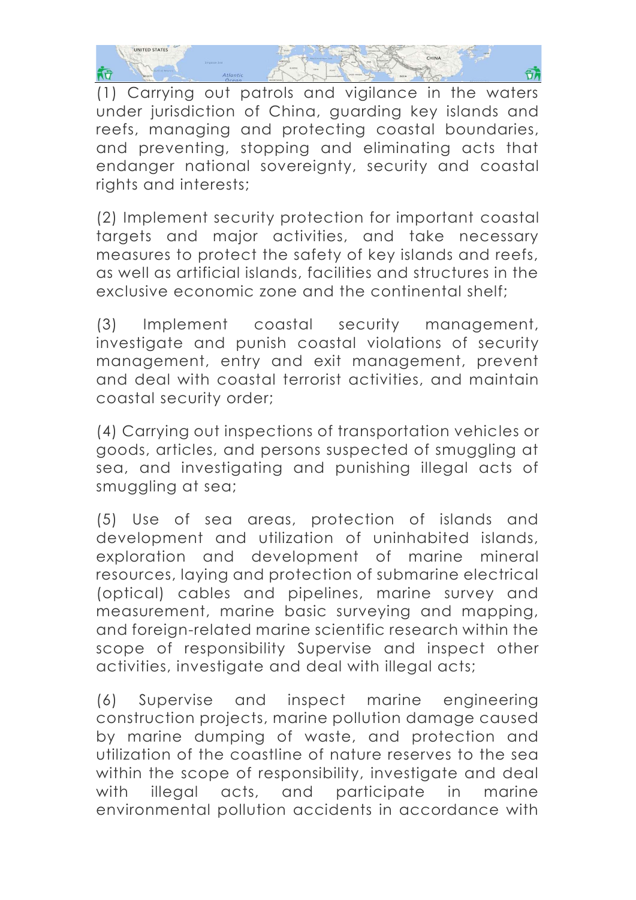(1) Carrying out patrols and vigilance in the waters under jurisdiction of China, guarding key islands and reefs, managing and protecting coastal boundaries, and preventing, stopping and eliminating acts that endanger national sovereignty, security and coastal rights and interests;

(2) Implement security protection for important coastal targets and major activities, and take necessary measures to protect the safety of key islands and reefs, as well as artificial islands, facilities and structures in the exclusive economic zone and the continental shelf;

(3) Implement coastal security management, investigate and punish coastal violations of security management, entry and exit management, prevent and deal with coastal terrorist activities, and maintain coastal security order;

(4) Carrying out inspections of transportation vehicles or goods, articles, and persons suspected of smuggling at sea, and investigating and punishing illegal acts of smuggling at sea;

(5) Use of sea areas, protection of islands and development and utilization of uninhabited islands, exploration and development of marine mineral resources, laying and protection of submarine electrical (optical) cables and pipelines, marine survey and measurement, marine basic surveying and mapping, and foreign-related marine scientific research within the scope of responsibility Supervise and inspect other activities, investigate and deal with illegal acts;

(6) Supervise and inspect marine engineering construction projects, marine pollution damage caused by marine dumping of waste, and protection and utilization of the coastline of nature reserves to the sea within the scope of responsibility, investigate and deal with illegal acts, and participate in marine environmental pollution accidents in accordance with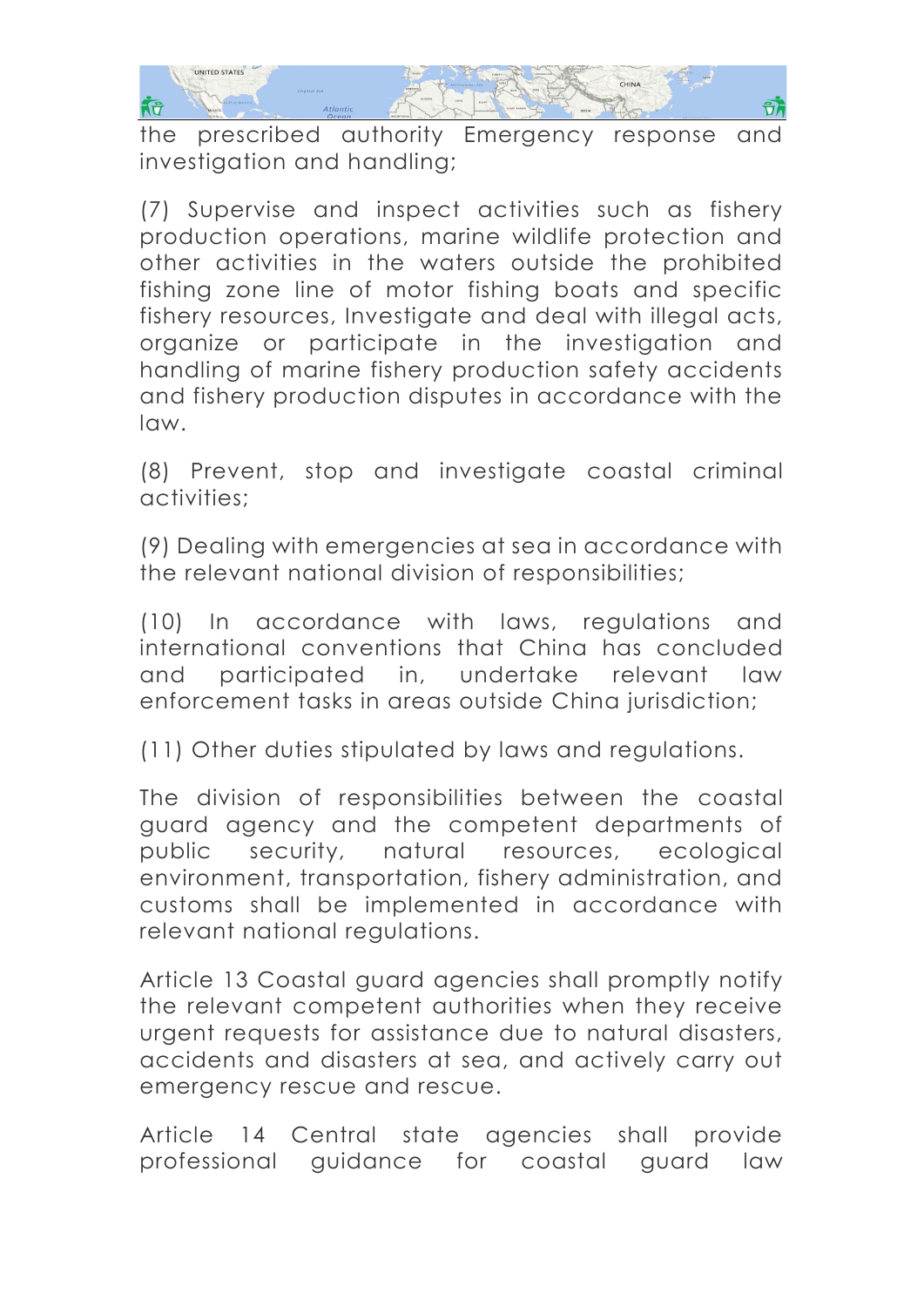the prescribed authority Emergency response and investigation and handling;

(7) Supervise and inspect activities such as fishery production operations, marine wildlife protection and other activities in the waters outside the prohibited fishing zone line of motor fishing boats and specific fishery resources, Investigate and deal with illegal acts, organize or participate in the investigation and handling of marine fishery production safety accidents and fishery production disputes in accordance with the law.

(8) Prevent, stop and investigate coastal criminal activities;

(9) Dealing with emergencies at sea in accordance with the relevant national division of responsibilities;

(10) In accordance with laws, regulations and international conventions that China has concluded and participated in, undertake relevant law enforcement tasks in areas outside China jurisdiction;

(11) Other duties stipulated by laws and regulations.

The division of responsibilities between the coastal guard agency and the competent departments of public security, natural resources, ecological environment, transportation, fishery administration, and customs shall be implemented in accordance with relevant national regulations.

Article 13 Coastal guard agencies shall promptly notify the relevant competent authorities when they receive urgent requests for assistance due to natural disasters, accidents and disasters at sea, and actively carry out emergency rescue and rescue.

Article 14 Central state agencies shall provide professional guidance for coastal guard law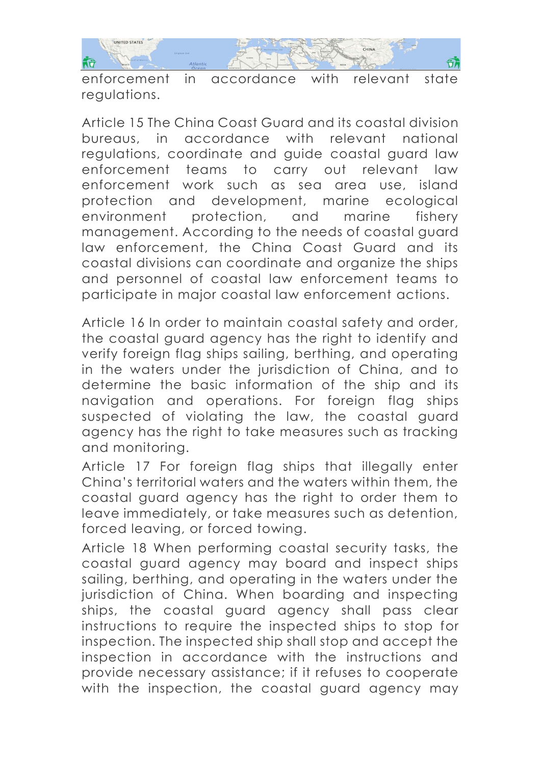enforcement in accordance with relevant state regulations.

Article 15 The China Coast Guard and its coastal division bureaus, in accordance with relevant national regulations, coordinate and guide coastal guard law enforcement teams to carry out relevant law enforcement work such as sea area use, island protection and development, marine ecological environment protection, and marine fishery management. According to the needs of coastal guard law enforcement, the China Coast Guard and its coastal divisions can coordinate and organize the ships and personnel of coastal law enforcement teams to participate in major coastal law enforcement actions.

Article 16 In order to maintain coastal safety and order, the coastal guard agency has the right to identify and verify foreign flag ships sailing, berthing, and operating in the waters under the jurisdiction of China, and to determine the basic information of the ship and its navigation and operations. For foreign flag ships suspected of violating the law, the coastal guard agency has the right to take measures such as tracking and monitoring.

Article 17 For foreign flag ships that illegally enter China's territorial waters and the waters within them, the coastal guard agency has the right to order them to leave immediately, or take measures such as detention, forced leaving, or forced towing.

Article 18 When performing coastal security tasks, the coastal guard agency may board and inspect ships sailing, berthing, and operating in the waters under the jurisdiction of China. When boarding and inspecting ships, the coastal guard agency shall pass clear instructions to require the inspected ships to stop for inspection. The inspected ship shall stop and accept the inspection in accordance with the instructions and provide necessary assistance; if it refuses to cooperate with the inspection, the coastal guard agency may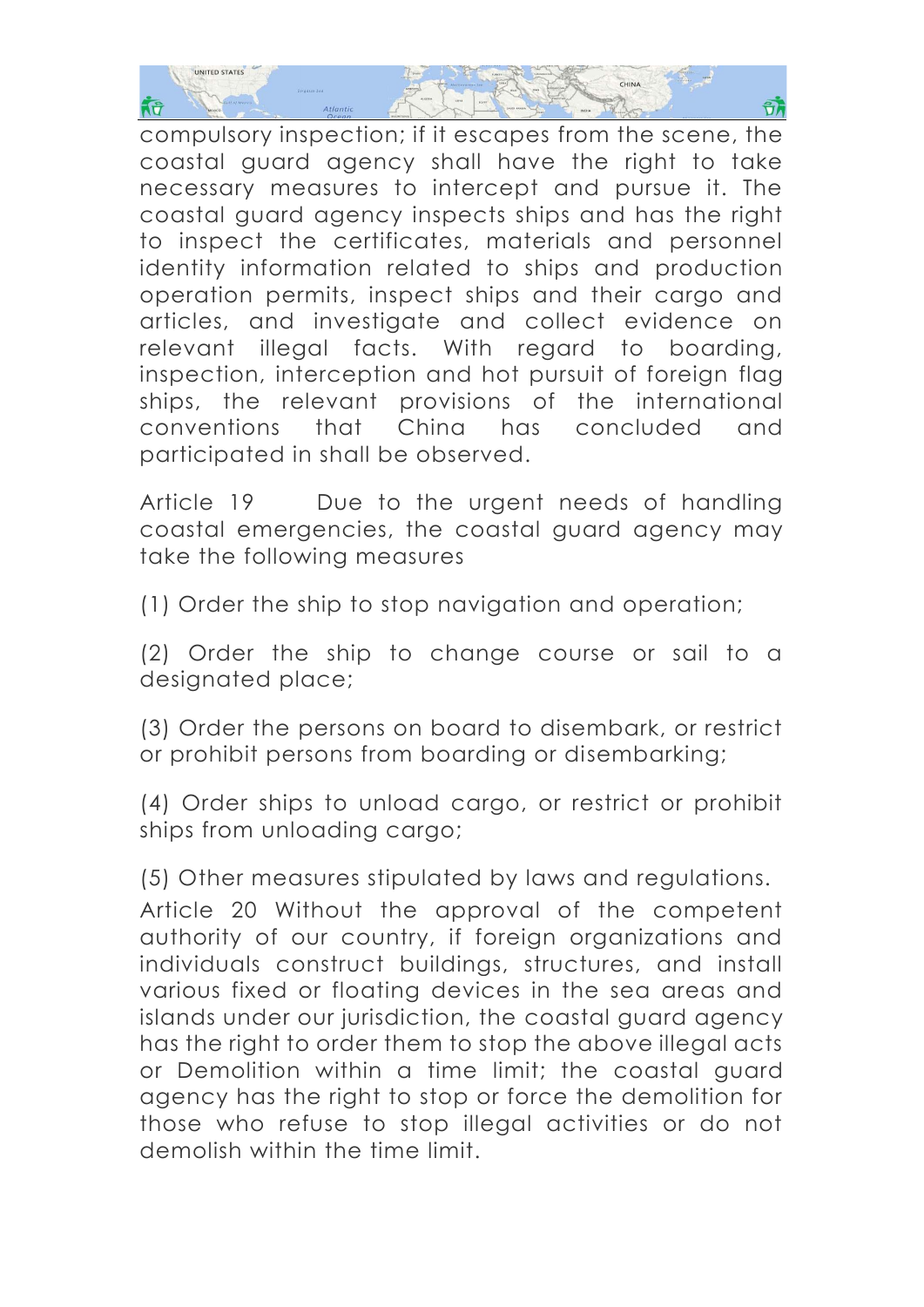compulsory inspection; if it escapes from the scene, the coastal guard agency shall have the right to take necessary measures to intercept and pursue it. The coastal guard agency inspects ships and has the right to inspect the certificates, materials and personnel identity information related to ships and production operation permits, inspect ships and their cargo and articles, and investigate and collect evidence on relevant illegal facts. With regard to boarding, inspection, interception and hot pursuit of foreign flag ships, the relevant provisions of the international conventions that China has concluded and participated in shall be observed.

Article 19 Due to the urgent needs of handling coastal emergencies, the coastal guard agency may take the following measures

(1) Order the ship to stop navigation and operation;

(2) Order the ship to change course or sail to a designated place;

(3) Order the persons on board to disembark, or restrict or prohibit persons from boarding or disembarking;

(4) Order ships to unload cargo, or restrict or prohibit ships from unloading cargo;

(5) Other measures stipulated by laws and regulations.

Article 20 Without the approval of the competent authority of our country, if foreign organizations and individuals construct buildings, structures, and install various fixed or floating devices in the sea areas and islands under our jurisdiction, the coastal guard agency has the right to order them to stop the above illegal acts or Demolition within a time limit; the coastal guard agency has the right to stop or force the demolition for those who refuse to stop illegal activities or do not demolish within the time limit.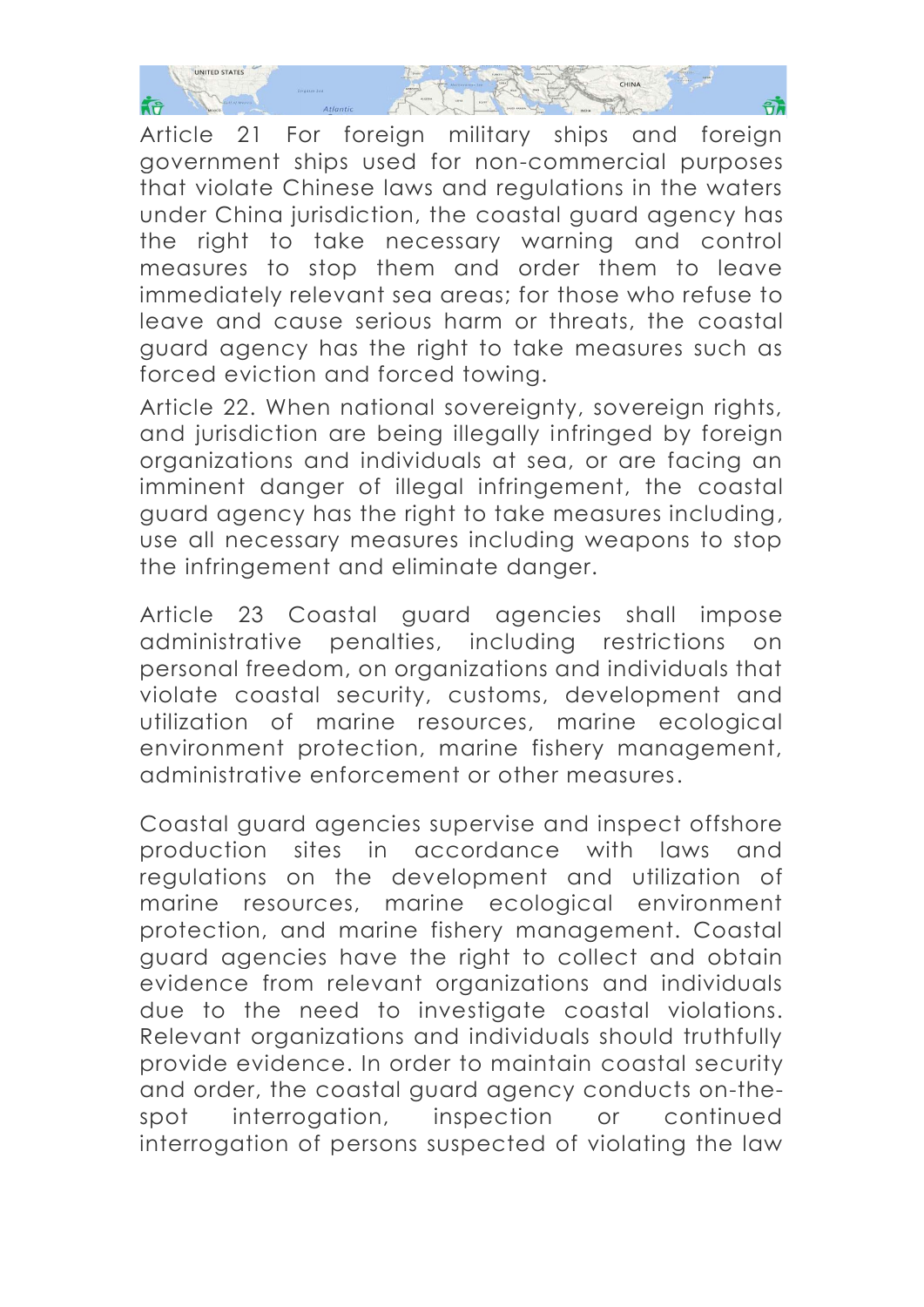Article 21 For foreign military ships and foreign government ships used for non-commercial purposes that violate Chinese laws and regulations in the waters under China jurisdiction, the coastal guard agency has the right to take necessary warning and control measures to stop them and order them to leave immediately relevant sea areas; for those who refuse to leave and cause serious harm or threats, the coastal guard agency has the right to take measures such as forced eviction and forced towing.

Article 22. When national sovereignty, sovereign rights, and jurisdiction are being illegally infringed by foreign organizations and individuals at sea, or are facing an imminent danger of illegal infringement, the coastal guard agency has the right to take measures including, use all necessary measures including weapons to stop the infringement and eliminate danger.

Article 23 Coastal guard agencies shall impose administrative penalties, including restrictions on personal freedom, on organizations and individuals that violate coastal security, customs, development and utilization of marine resources, marine ecological environment protection, marine fishery management, administrative enforcement or other measures.

Coastal guard agencies supervise and inspect offshore production sites in accordance with laws and regulations on the development and utilization of marine resources, marine ecological environment protection, and marine fishery management. Coastal guard agencies have the right to collect and obtain evidence from relevant organizations and individuals due to the need to investigate coastal violations. Relevant organizations and individuals should truthfully provide evidence. In order to maintain coastal security and order, the coastal guard agency conducts on-the-spot interrogation, inspection or continued interrogation of persons suspected of violating the law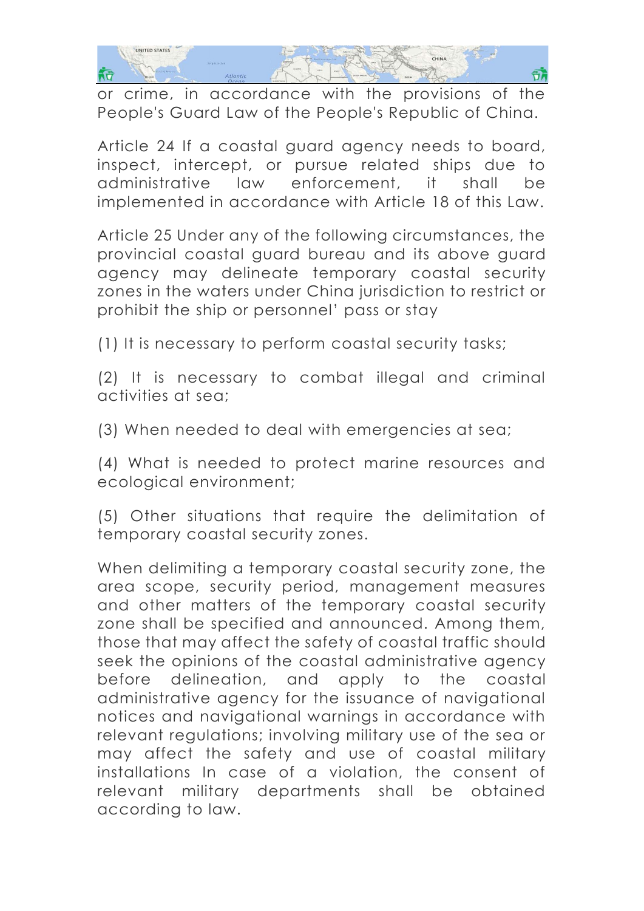or crime, in accordance with the provisions of the People's Guard Law of the People's Republic of China.

Article 24 If a coastal guard agency needs to board, inspect, intercept, or pursue related ships due to administrative law enforcement, it shall be implemented in accordance with Article 18 of this Law.

Article 25 Under any of the following circumstances, the provincial coastal guard bureau and its above guard agency may delineate temporary coastal security zones in the waters under China jurisdiction to restrict or prohibit the ship or personnel' pass or stay

(1) It is necessary to perform coastal security tasks;

(2) It is necessary to combat illegal and criminal activities at sea;

(3) When needed to deal with emergencies at sea;

(4) What is needed to protect marine resources and ecological environment;

(5) Other situations that require the delimitation of temporary coastal security zones.

When delimiting a temporary coastal security zone, the area scope, security period, management measures and other matters of the temporary coastal security zone shall be specified and announced. Among them, those that may affect the safety of coastal traffic should seek the opinions of the coastal administrative agency before delineation, and apply to the coastal administrative agency for the issuance of navigational notices and navigational warnings in accordance with relevant regulations; involving military use of the sea or may affect the safety and use of coastal military installations In case of a violation, the consent of relevant military departments shall be obtained according to law.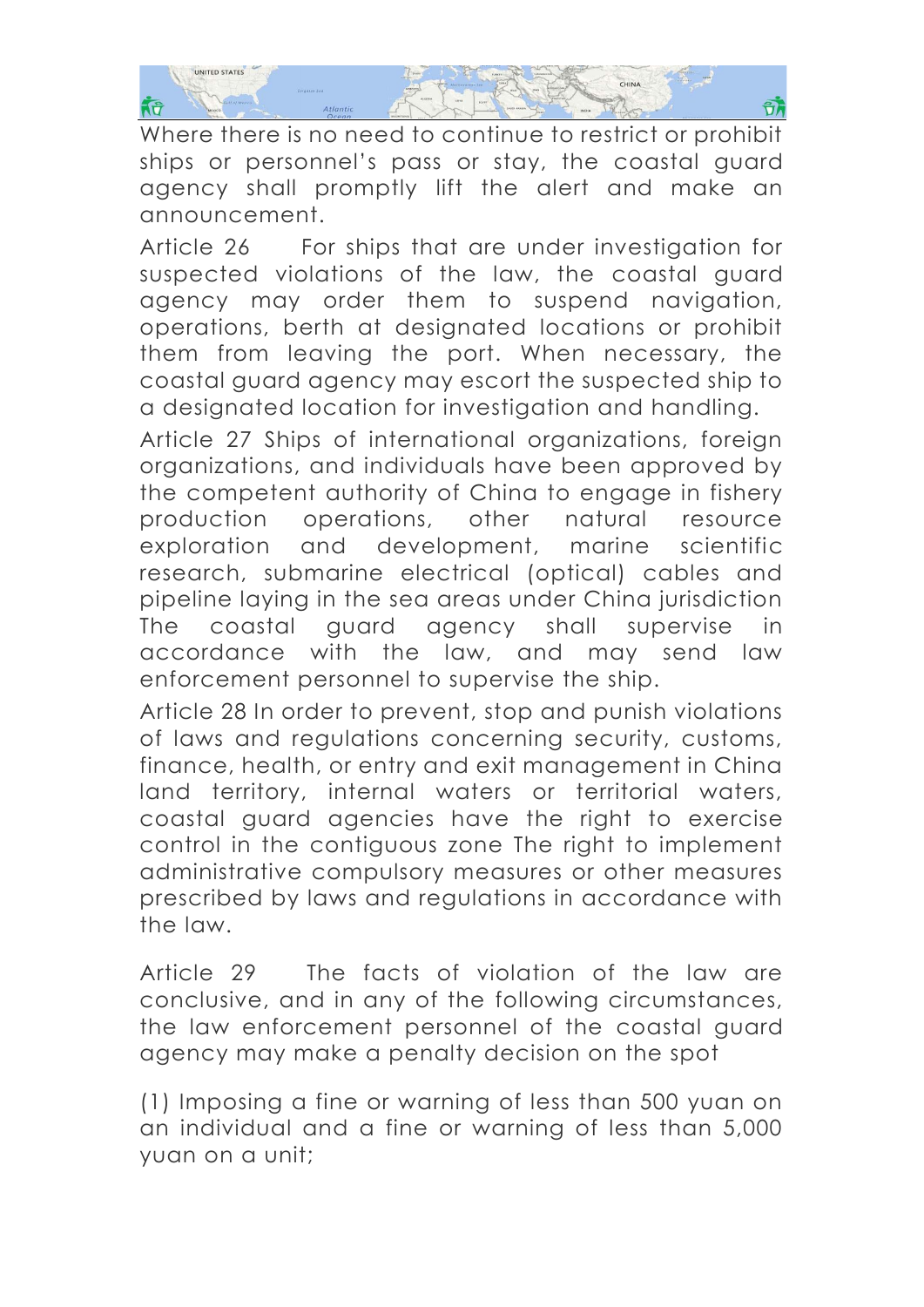Where there is no need to continue to restrict or prohibit ships or personnel's pass or stay, the coastal guard agency shall promptly lift the alert and make an announcement.

Article 26 For ships that are under investigation for suspected violations of the law, the coastal guard agency may order them to suspend navigation, operations, berth at designated locations or prohibit them from leaving the port. When necessary, the coastal guard agency may escort the suspected ship to a designated location for investigation and handling.

Article 27 Ships of international organizations, foreign organizations, and individuals have been approved by the competent authority of China to engage in fishery production operations, other natural resource exploration and development, marine scientific research, submarine electrical (optical) cables and pipeline laying in the sea areas under China jurisdiction The coastal guard agency shall supervise in accordance with the law, and may send law enforcement personnel to supervise the ship.

Article 28 In order to prevent, stop and punish violations of laws and regulations concerning security, customs, finance, health, or entry and exit management in China land territory, internal waters or territorial waters, coastal guard agencies have the right to exercise control in the contiguous zone The right to implement administrative compulsory measures or other measures prescribed by laws and regulations in accordance with the law.

Article 29 The facts of violation of the law are conclusive, and in any of the following circumstances, the law enforcement personnel of the coastal guard agency may make a penalty decision on the spot

(1) Imposing a fine or warning of less than 500 yuan on an individual and a fine or warning of less than 5,000 yuan on a unit;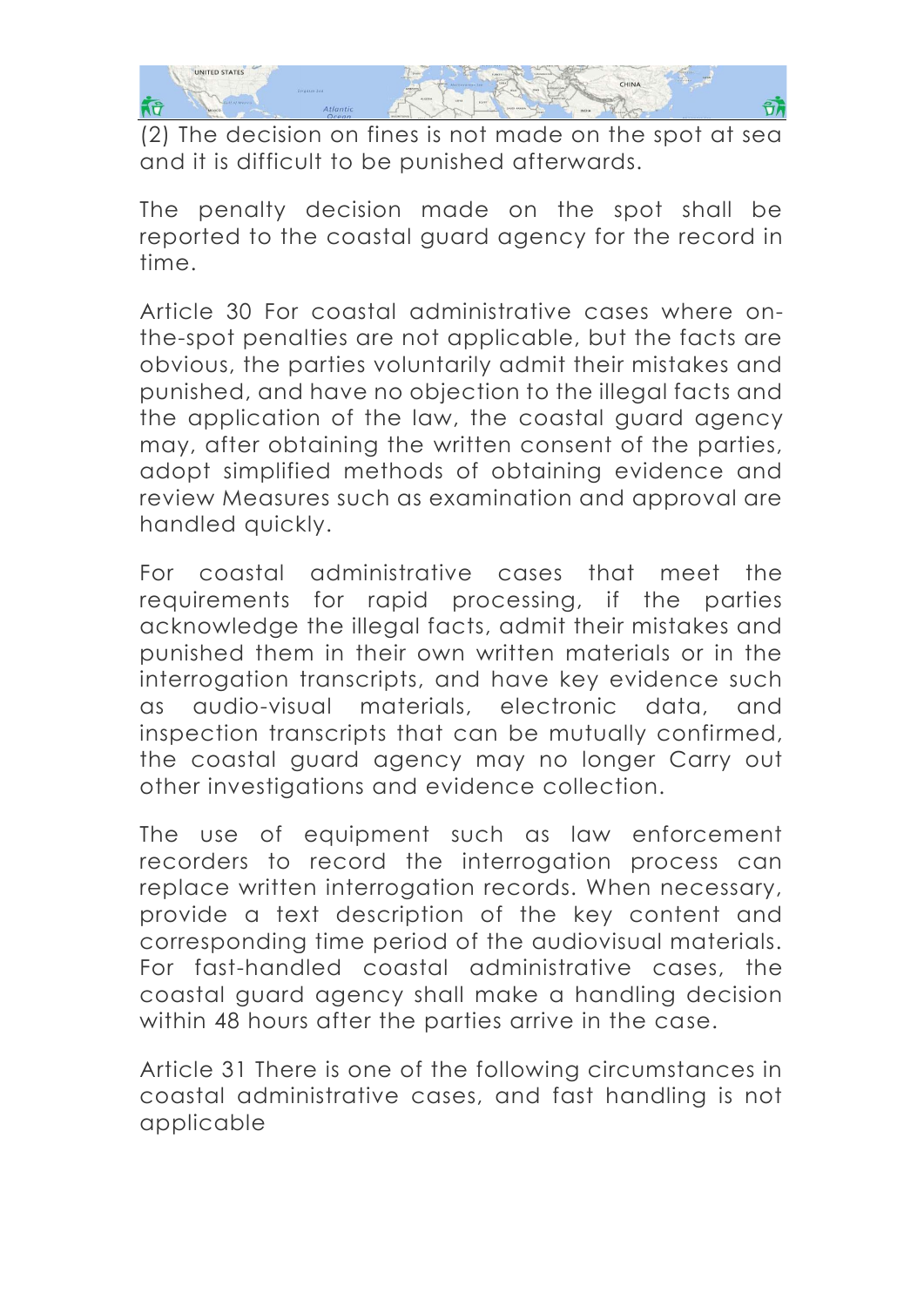(2) The decision on fines is not made on the spot at sea and it is difficult to be punished afterwards.

The penalty decision made on the spot shall be reported to the coastal guard agency for the record in time.

Article 30 For coastal administrative cases where on-the-spot penalties are not applicable, but the facts are obvious, the parties voluntarily admit their mistakes and punished, and have no objection to the illegal facts and the application of the law, the coastal guard agency may, after obtaining the written consent of the parties, adopt simplified methods of obtaining evidence and review Measures such as examination and approval are handled quickly.

For coastal administrative cases that meet the requirements for rapid processing, if the parties acknowledge the illegal facts, admit their mistakes and punished them in their own written materials or in the interrogation transcripts, and have key evidence such as audio-visual materials, electronic data, and inspection transcripts that can be mutually confirmed, the coastal guard agency may no longer Carry out other investigations and evidence collection.

The use of equipment such as law enforcement recorders to record the interrogation process can replace written interrogation records. When necessary, provide a text description of the key content and corresponding time period of the audiovisual materials. For fast-handled coastal administrative cases, the coastal guard agency shall make a handling decision within 48 hours after the parties arrive in the case.

Article 31 There is one of the following circumstances in coastal administrative cases, and fast handling is not applicable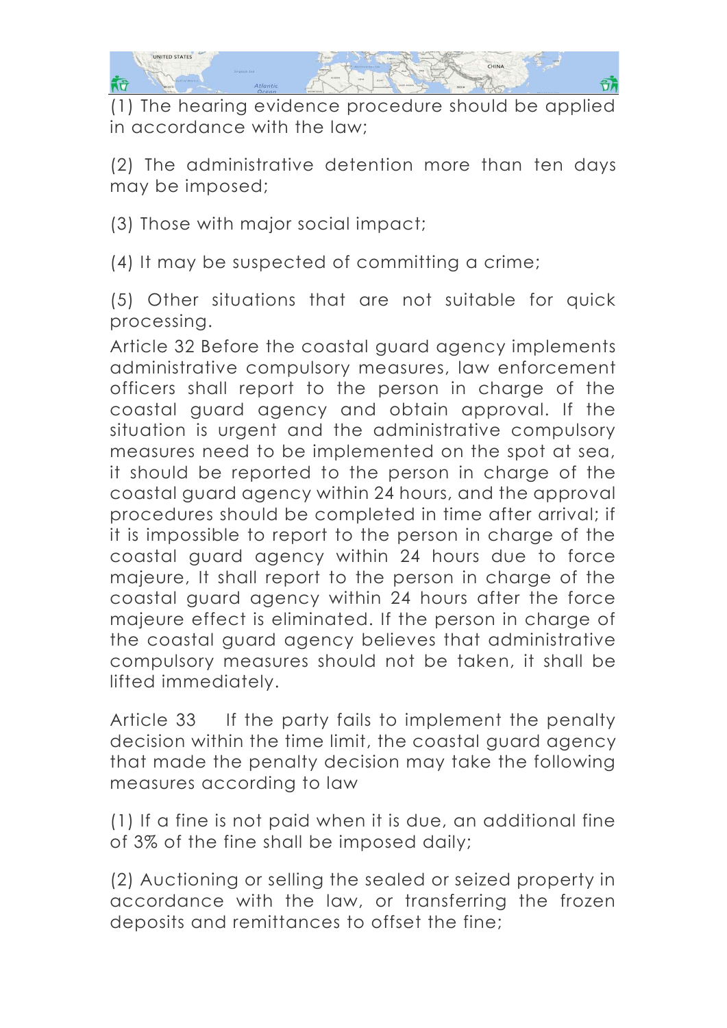(1) The hearing evidence procedure should be applied in accordance with the law;

(2) The administrative detention more than ten days may be imposed;

(3) Those with major social impact;

(4) It may be suspected of committing a crime;

(5) Other situations that are not suitable for quick processing.

Article 32 Before the coastal guard agency implements administrative compulsory measures, law enforcement officers shall report to the person in charge of the coastal guard agency and obtain approval. If the situation is urgent and the administrative compulsory measures need to be implemented on the spot at sea, it should be reported to the person in charge of the coastal guard agency within 24 hours, and the approval procedures should be completed in time after arrival; if it is impossible to report to the person in charge of the coastal guard agency within 24 hours due to force majeure, It shall report to the person in charge of the coastal guard agency within 24 hours after the force majeure effect is eliminated. If the person in charge of the coastal guard agency believes that administrative compulsory measures should not be taken, it shall be lifted immediately.

Article 33 If the party fails to implement the penalty decision within the time limit, the coastal guard agency that made the penalty decision may take the following measures according to law

(1) If a fine is not paid when it is due, an additional fine of 3% of the fine shall be imposed daily;

(2) Auctioning or selling the sealed or seized property in accordance with the law, or transferring the frozen deposits and remittances to offset the fine;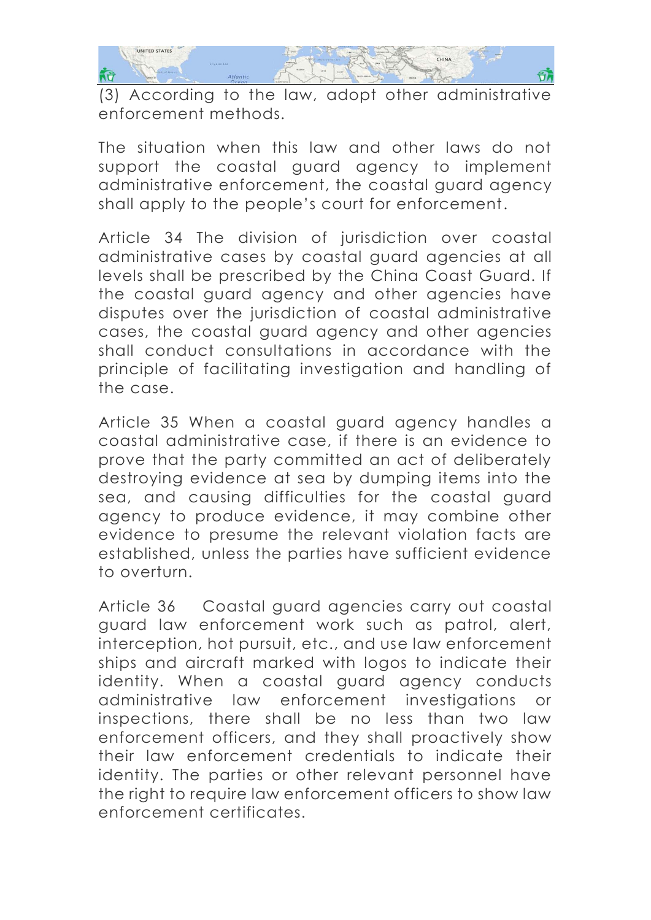(3) According to the law, adopt other administrative enforcement methods.

The situation when this law and other laws do not support the coastal guard agency to implement administrative enforcement, the coastal guard agency shall apply to the people's court for enforcement.

Article 34 The division of jurisdiction over coastal administrative cases by coastal guard agencies at all levels shall be prescribed by the China Coast Guard. If the coastal guard agency and other agencies have disputes over the jurisdiction of coastal administrative cases, the coastal guard agency and other agencies shall conduct consultations in accordance with the principle of facilitating investigation and handling of the case.

Article 35 When a coastal guard agency handles a coastal administrative case, if there is an evidence to prove that the party committed an act of deliberately destroying evidence at sea by dumping items into the sea, and causing difficulties for the coastal guard agency to produce evidence, it may combine other evidence to presume the relevant violation facts are established, unless the parties have sufficient evidence to overturn.

Article 36 Coastal guard agencies carry out coastal guard law enforcement work such as patrol, alert, interception, hot pursuit, etc., and use law enforcement ships and aircraft marked with logos to indicate their identity. When a coastal guard agency conducts administrative law enforcement investigations or inspections, there shall be no less than two law enforcement officers, and they shall proactively show their law enforcement credentials to indicate their identity. The parties or other relevant personnel have the right to require law enforcement officers to show law enforcement certificates.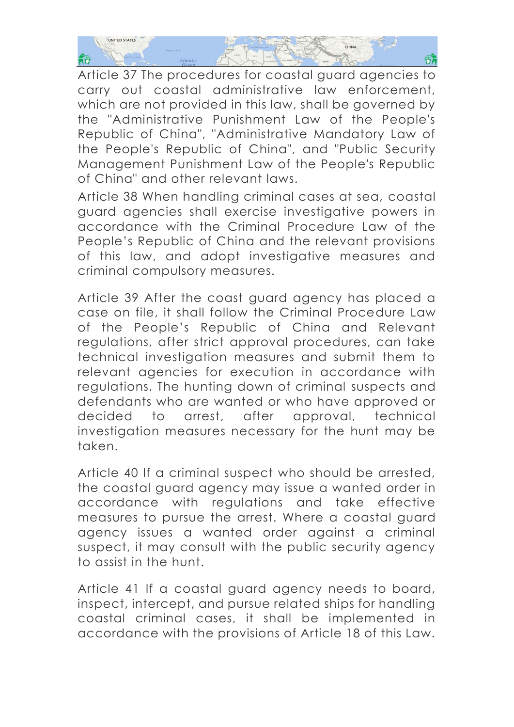Article 37 The procedures for coastal guard agencies to carry out coastal administrative law enforcement, which are not provided in this law, shall be governed by the "Administrative Punishment Law of the People's Republic of China", "Administrative Mandatory Law of the People's Republic of China", and "Public Security Management Punishment Law of the People's Republic of China" and other relevant laws.

Article 38 When handling criminal cases at sea, coastal guard agencies shall exercise investigative powers in accordance with the Criminal Procedure Law of the People's Republic of China and the relevant provisions of this law, and adopt investigative measures and criminal compulsory measures.

Article 39 After the coast guard agency has placed a case on file, it shall follow the Criminal Procedure Law of the People's Republic of China and Relevant regulations, after strict approval procedures, can take technical investigation measures and submit them to relevant agencies for execution in accordance with regulations. The hunting down of criminal suspects and defendants who are wanted or who have approved or decided to arrest, after approval, technical investigation measures necessary for the hunt may be taken.

Article 40 If a criminal suspect who should be arrested, the coastal guard agency may issue a wanted order in accordance with regulations and take effective measures to pursue the arrest. Where a coastal guard agency issues a wanted order against a criminal suspect, it may consult with the public security agency to assist in the hunt.

Article 41 If a coastal guard agency needs to board, inspect, intercept, and pursue related ships for handling coastal criminal cases, it shall be implemented in accordance with the provisions of Article 18 of this Law.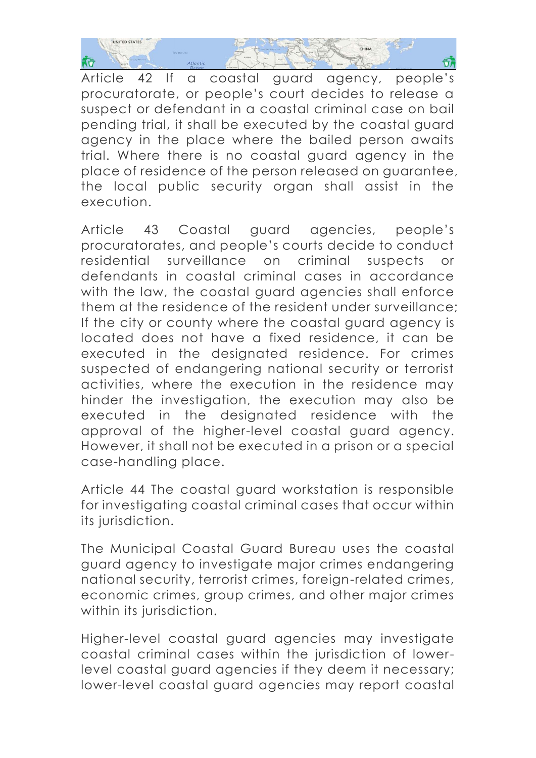Article 42 If a coastal guard agency, people's procuratorate, or people's court decides to release a suspect or defendant in a coastal criminal case on bail pending trial, it shall be executed by the coastal guard agency in the place where the bailed person awaits trial. Where there is no coastal guard agency in the place of residence of the person released on guarantee, the local public security organ shall assist in the execution.

Article 43 Coastal guard agencies, people's procuratorates, and people's courts decide to conduct residential surveillance on criminal suspects or defendants in coastal criminal cases in accordance with the law, the coastal guard agencies shall enforce them at the residence of the resident under surveillance; If the city or county where the coastal guard agency is located does not have a fixed residence, it can be executed in the designated residence. For crimes suspected of endangering national security or terrorist activities, where the execution in the residence may hinder the investigation, the execution may also be executed in the designated residence with the approval of the higher-level coastal guard agency. However, it shall not be executed in a prison or a special case-handling place.

Article 44 The coastal guard workstation is responsible for investigating coastal criminal cases that occur within its jurisdiction.

The Municipal Coastal Guard Bureau uses the coastal guard agency to investigate major crimes endangering national security, terrorist crimes, foreign-related crimes, economic crimes, group crimes, and other major crimes within its jurisdiction.

Higher-level coastal guard agencies may investigate coastal criminal cases within the jurisdiction of lower-level coastal guard agencies if they deem it necessary; lower-level coastal guard agencies may report coastal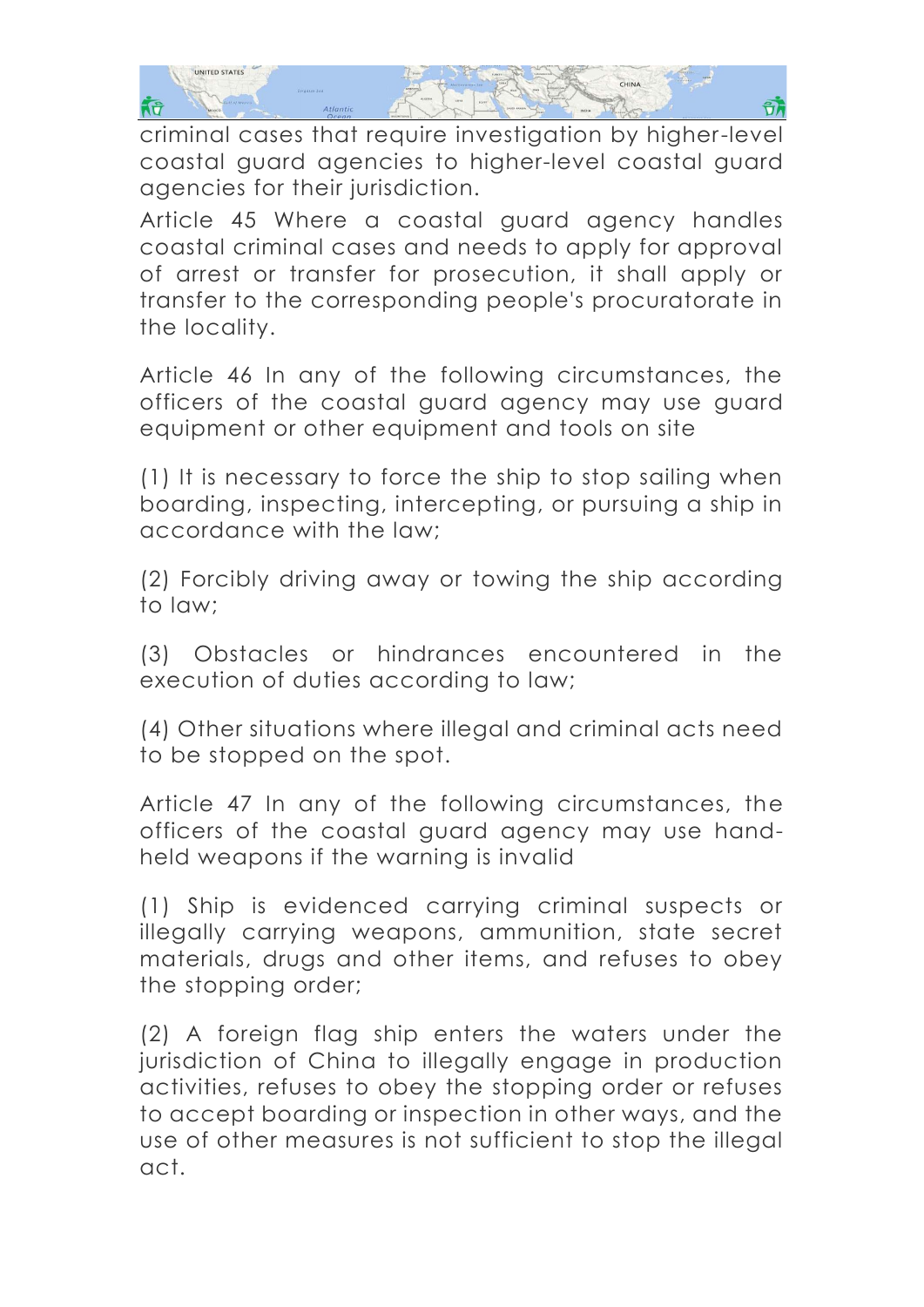criminal cases that require investigation by higher-level coastal guard agencies to higher-level coastal guard agencies for their jurisdiction.

Article 45 Where a coastal guard agency handles coastal criminal cases and needs to apply for approval of arrest or transfer for prosecution, it shall apply or transfer to the corresponding people's procuratorate in the locality.

Article 46 In any of the following circumstances, the officers of the coastal guard agency may use guard equipment or other equipment and tools on site

(1) It is necessary to force the ship to stop sailing when boarding, inspecting, intercepting, or pursuing a ship in accordance with the law;

(2) Forcibly driving away or towing the ship according to law;

(3) Obstacles or hindrances encountered in the execution of duties according to law;

(4) Other situations where illegal and criminal acts need to be stopped on the spot.

Article 47 In any of the following circumstances, the officers of the coastal guard agency may use hand-held weapons if the warning is invalid

(1) Ship is evidenced carrying criminal suspects or illegally carrying weapons, ammunition, state secret materials, drugs and other items, and refuses to obey the stopping order;

(2) A foreign flag ship enters the waters under the jurisdiction of China to illegally engage in production activities, refuses to obey the stopping order or refuses to accept boarding or inspection in other ways, and the use of other measures is not sufficient to stop the illegal act.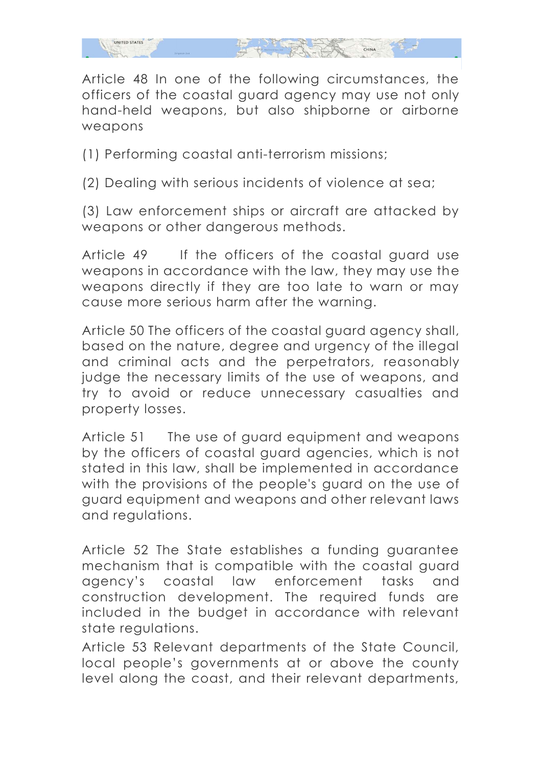Article 48 In one of the following circumstances, the officers of the coastal guard agency may use not only hand-held weapons, but also shipborne or airborne weapons

(1) Performing coastal anti-terrorism missions;

(2) Dealing with serious incidents of violence at sea;

(3) Law enforcement ships or aircraft are attacked by weapons or other dangerous methods.

Article 49 If the officers of the coastal guard use weapons in accordance with the law, they may use the weapons directly if they are too late to warn or may cause more serious harm after the warning.

Article 50 The officers of the coastal guard agency shall, based on the nature, degree and urgency of the illegal and criminal acts and the perpetrators, reasonably judge the necessary limits of the use of weapons, and try to avoid or reduce unnecessary casualties and property losses.

Article 51 The use of guard equipment and weapons by the officers of coastal guard agencies, which is not stated in this law, shall be implemented in accordance with the provisions of the people's guard on the use of guard equipment and weapons and other relevant laws and regulations.

Article 52 The State establishes a funding guarantee mechanism that is compatible with the coastal guard agency's coastal law enforcement tasks and construction development. The required funds are included in the budget in accordance with relevant state regulations.

Article 53 Relevant departments of the State Council, local people's governments at or above the county level along the coast, and their relevant departments,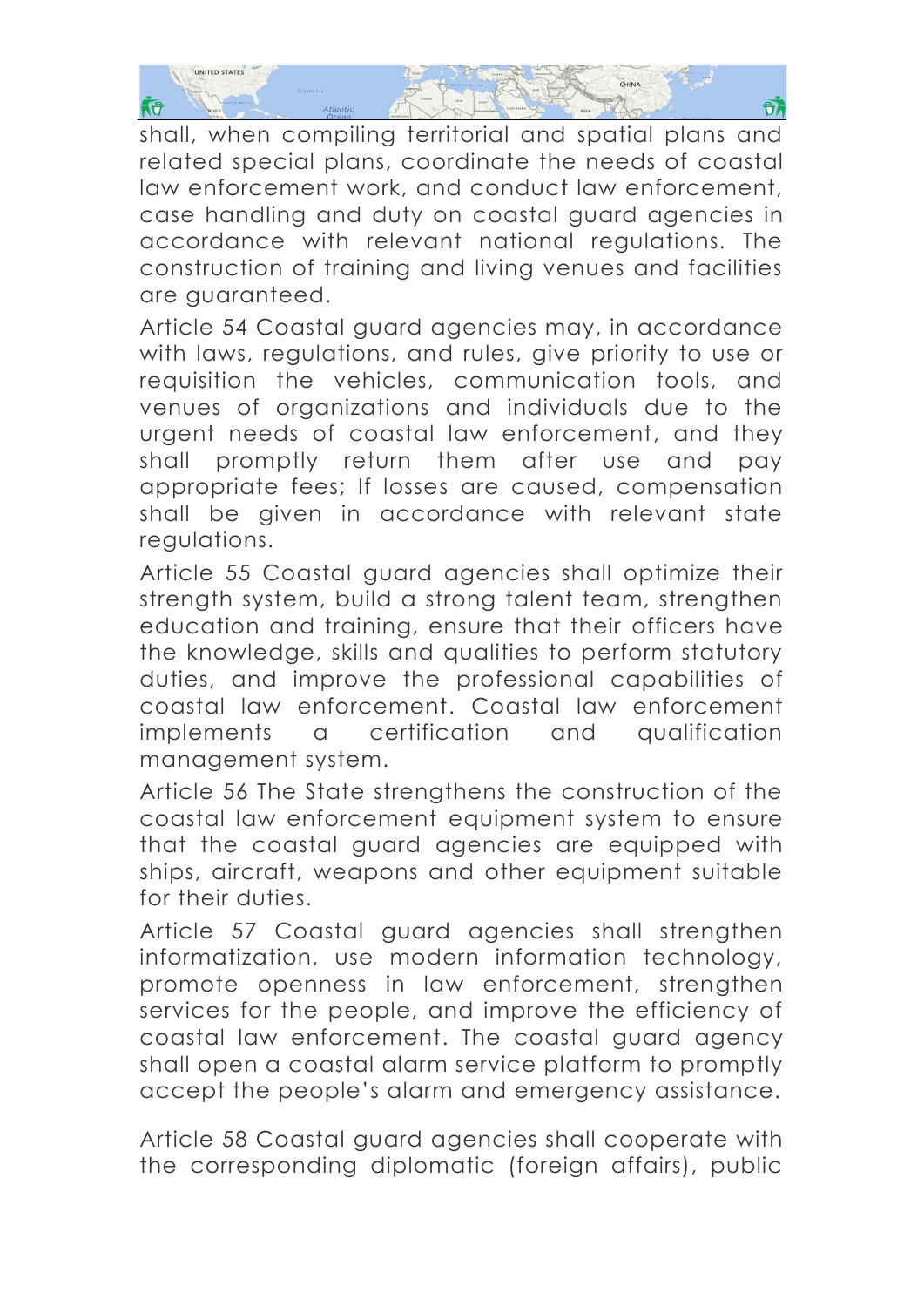shall, when compiling territorial and spatial plans and related special plans, coordinate the needs of coastal law enforcement work, and conduct law enforcement, case handling and duty on coastal guard agencies in accordance with relevant national regulations. The construction of training and living venues and facilities are guaranteed.

Article 54 Coastal guard agencies may, in accordance with laws, regulations, and rules, give priority to use or requisition the vehicles, communication tools, and venues of organizations and individuals due to the urgent needs of coastal law enforcement, and they shall promptly return them after use and pay appropriate fees; If losses are caused, compensation shall be given in accordance with relevant state regulations.

Article 55 Coastal guard agencies shall optimize their strength system, build a strong talent team, strengthen education and training, ensure that their officers have the knowledge, skills and qualities to perform statutory duties, and improve the professional capabilities of coastal law enforcement. Coastal law enforcement implements a certification and qualification management system.

Article 56 The State strengthens the construction of the coastal law enforcement equipment system to ensure that the coastal guard agencies are equipped with ships, aircraft, weapons and other equipment suitable for their duties.

Article 57 Coastal guard agencies shall strengthen informatization, use modern information technology, promote openness in law enforcement, strengthen services for the people, and improve the efficiency of coastal law enforcement. The coastal guard agency shall open a coastal alarm service platform to promptly accept the people's alarm and emergency assistance.

Article 58 Coastal guard agencies shall cooperate with the corresponding diplomatic (foreign affairs), public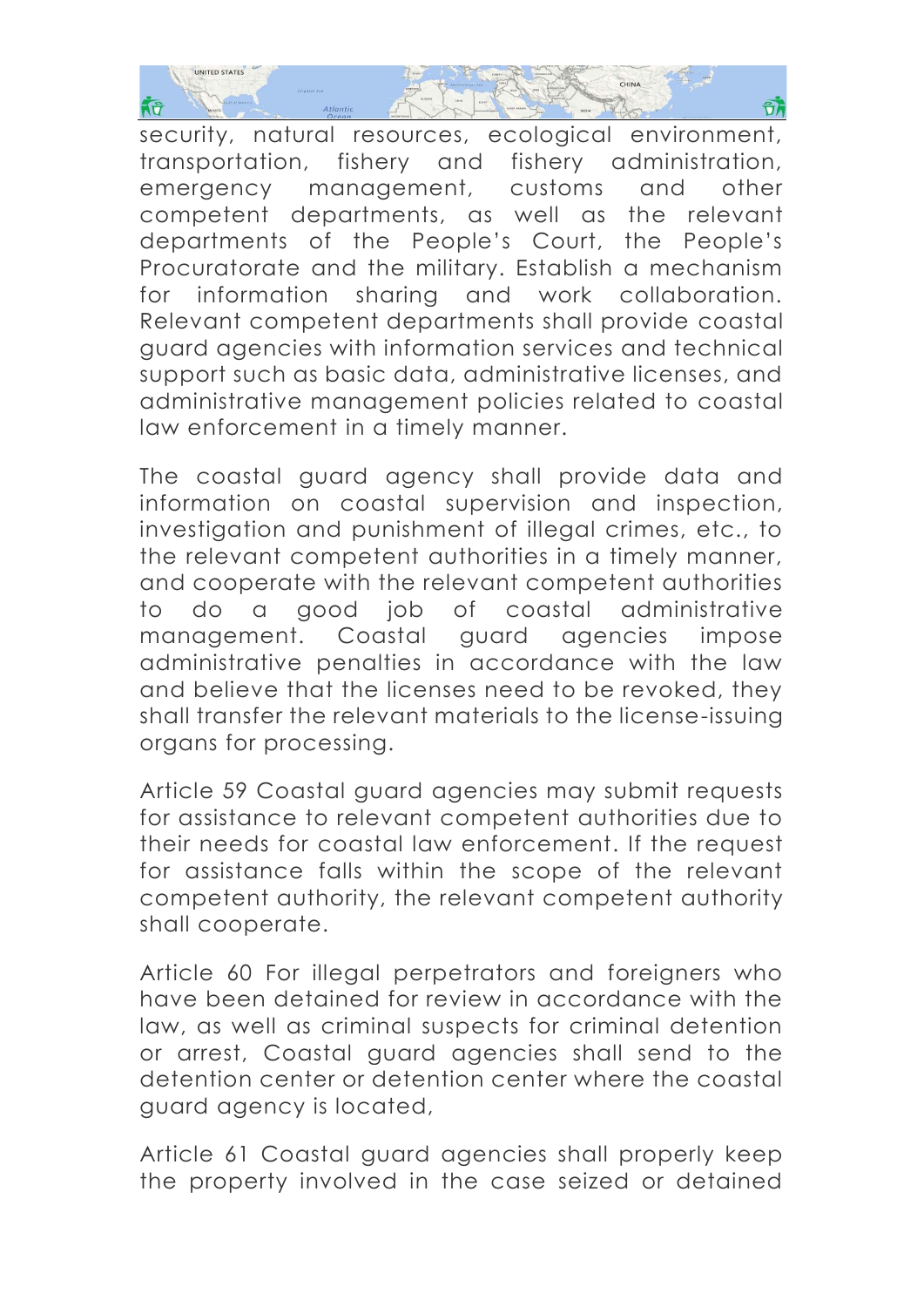security, natural resources, ecological environment, transportation, fishery and fishery administration, emergency management, customs and other competent departments, as well as the relevant departments of the People's Court, the People's Procuratorate and the military. Establish a mechanism for information sharing and work collaboration. Relevant competent departments shall provide coastal guard agencies with information services and technical support such as basic data, administrative licenses, and administrative management policies related to coastal law enforcement in a timely manner.

The coastal guard agency shall provide data and information on coastal supervision and inspection, investigation and punishment of illegal crimes, etc., to the relevant competent authorities in a timely manner, and cooperate with the relevant competent authorities to do a good job of coastal administrative management. Coastal guard agencies impose administrative penalties in accordance with the law and believe that the licenses need to be revoked, they shall transfer the relevant materials to the license-issuing organs for processing.

Article 59 Coastal guard agencies may submit requests for assistance to relevant competent authorities due to their needs for coastal law enforcement. If the request for assistance falls within the scope of the relevant competent authority, the relevant competent authority shall cooperate.

Article 60 For illegal perpetrators and foreigners who have been detained for review in accordance with the law, as well as criminal suspects for criminal detention or arrest, Coastal guard agencies shall send to the detention center or detention center where the coastal guard agency is located,

Article 61 Coastal guard agencies shall properly keep the property involved in the case seized or detained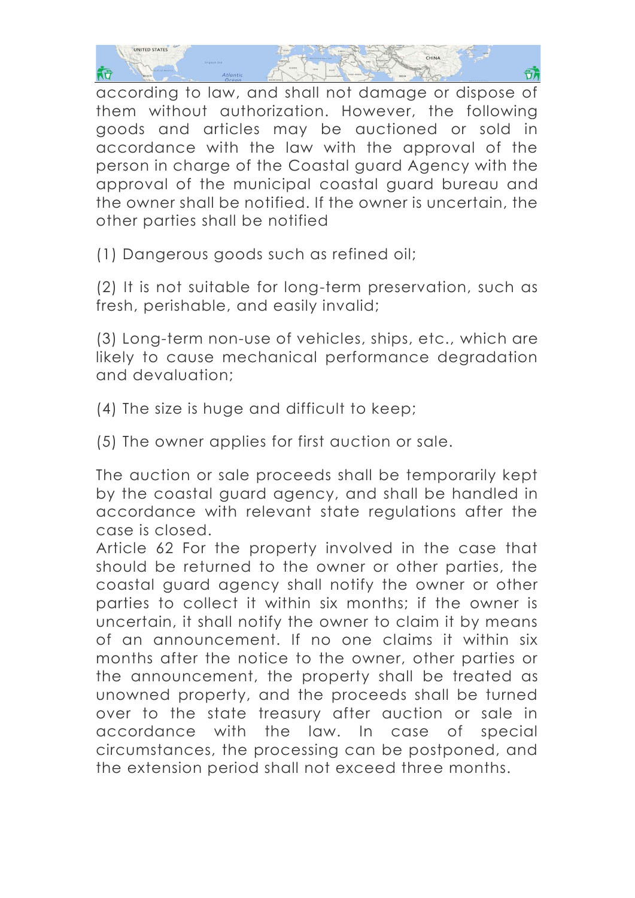according to law, and shall not damage or dispose of them without authorization. However, the following goods and articles may be auctioned or sold in accordance with the law with the approval of the person in charge of the Coastal guard Agency with the approval of the municipal coastal guard bureau and the owner shall be notified. If the owner is uncertain, the other parties shall be notified

(1) Dangerous goods such as refined oil;

(2) It is not suitable for long-term preservation, such as fresh, perishable, and easily invalid;

(3) Long-term non-use of vehicles, ships, etc., which are likely to cause mechanical performance degradation and devaluation;

(4) The size is huge and difficult to keep;

(5) The owner applies for first auction or sale.

The auction or sale proceeds shall be temporarily kept by the coastal guard agency, and shall be handled in accordance with relevant state regulations after the case is closed.

Article 62 For the property involved in the case that should be returned to the owner or other parties, the coastal guard agency shall notify the owner or other parties to collect it within six months; if the owner is uncertain, it shall notify the owner to claim it by means of an announcement. If no one claims it within six months after the notice to the owner, other parties or the announcement, the property shall be treated as unowned property, and the proceeds shall be turned over to the state treasury after auction or sale in accordance with the law. In case of special circumstances, the processing can be postponed, and the extension period shall not exceed three months.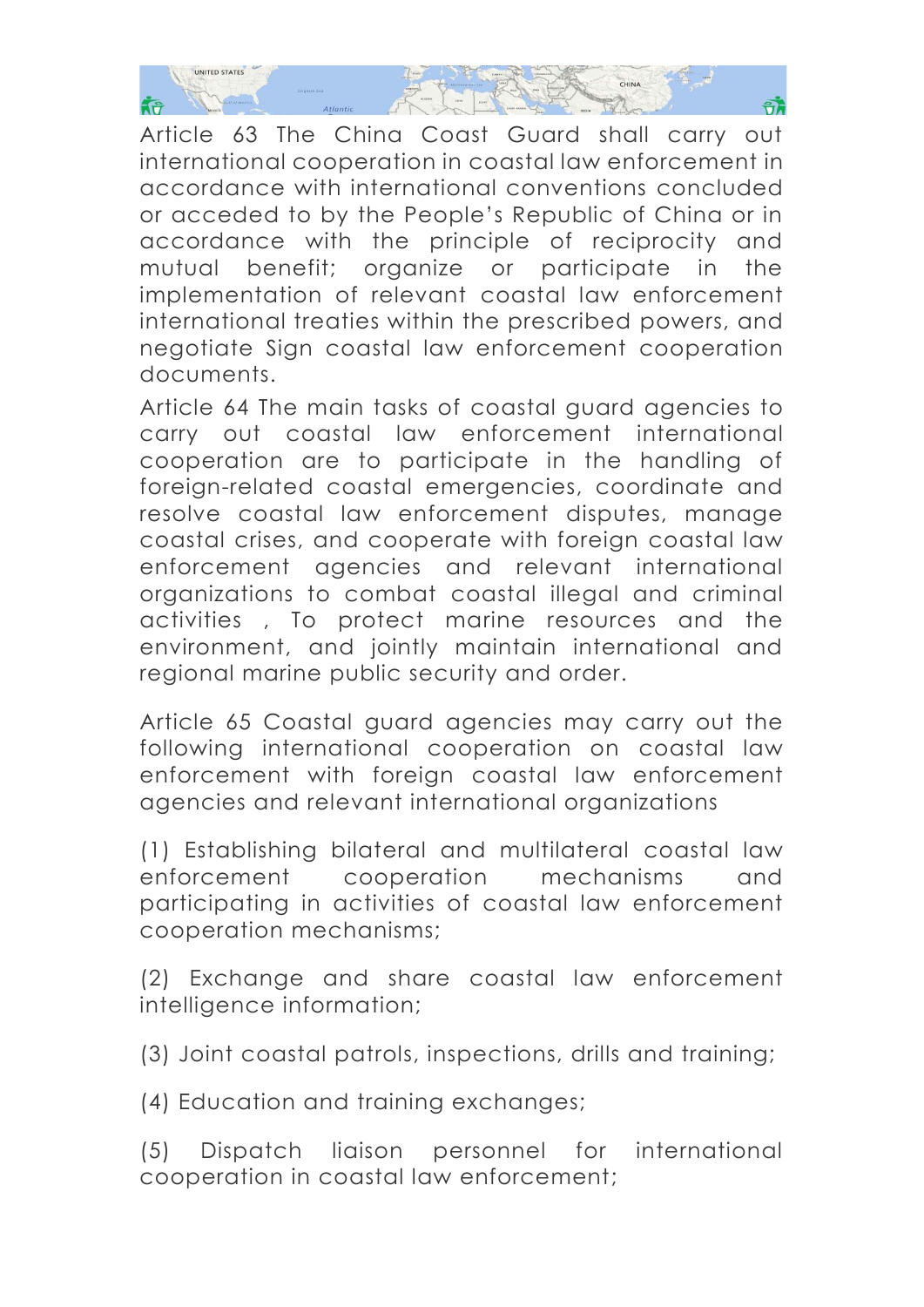Article 63 The China Coast Guard shall carry out international cooperation in coastal law enforcement in accordance with international conventions concluded or acceded to by the People's Republic of China or in accordance with the principle of reciprocity and mutual benefit; organize or participate in the implementation of relevant coastal law enforcement international treaties within the prescribed powers, and negotiate Sign coastal law enforcement cooperation documents.

Article 64 The main tasks of coastal guard agencies to carry out coastal law enforcement international cooperation are to participate in the handling of foreign-related coastal emergencies, coordinate and resolve coastal law enforcement disputes, manage coastal crises, and cooperate with foreign coastal law enforcement agencies and relevant international organizations to combat coastal illegal and criminal activities , To protect marine resources and the environment, and jointly maintain international and regional marine public security and order.

Article 65 Coastal guard agencies may carry out the following international cooperation on coastal law enforcement with foreign coastal law enforcement agencies and relevant international organizations

(1) Establishing bilateral and multilateral coastal law enforcement cooperation mechanisms and participating in activities of coastal law enforcement cooperation mechanisms;

(2) Exchange and share coastal law enforcement intelligence information;

(3) Joint coastal patrols, inspections, drills and training;

(4) Education and training exchanges;

(5) Dispatch liaison personnel for international cooperation in coastal law enforcement;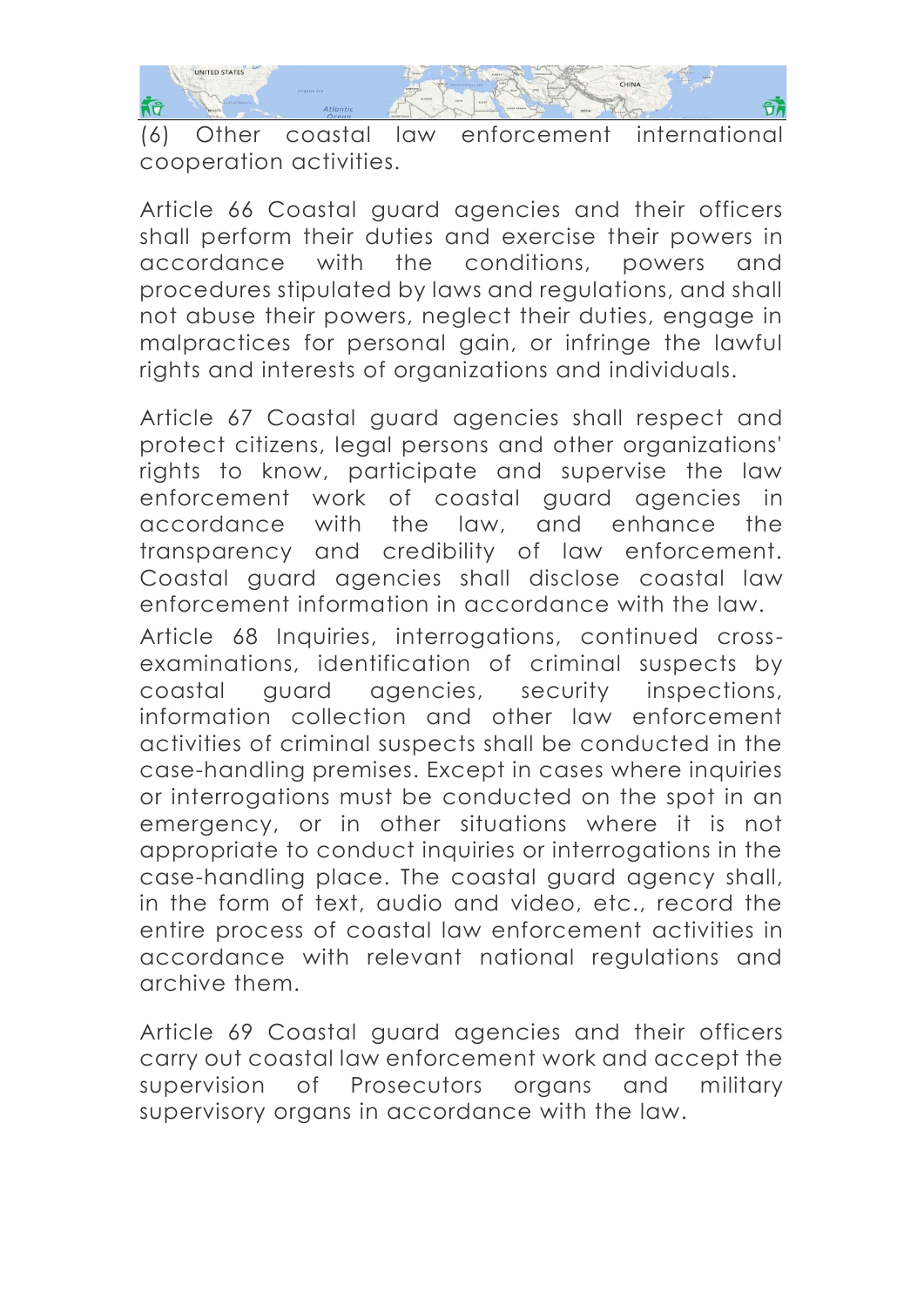(6) Other coastal law enforcement international cooperation activities.

Article 66 Coastal guard agencies and their officers shall perform their duties and exercise their powers in accordance with the conditions, powers and procedures stipulated by laws and regulations, and shall not abuse their powers, neglect their duties, engage in malpractices for personal gain, or infringe the lawful rights and interests of organizations and individuals.

Article 67 Coastal guard agencies shall respect and protect citizens, legal persons and other organizations' rights to know, participate and supervise the law enforcement work of coastal guard agencies in accordance with the law, and enhance the transparency and credibility of law enforcement. Coastal guard agencies shall disclose coastal law enforcement information in accordance with the law.

Article 68 Inquiries, interrogations, continued cross-examinations, identification of criminal suspects by coastal guard agencies, security inspections, information collection and other law enforcement activities of criminal suspects shall be conducted in the case-handling premises. Except in cases where inquiries or interrogations must be conducted on the spot in an emergency, or in other situations where it is not appropriate to conduct inquiries or interrogations in the case-handling place. The coastal guard agency shall, in the form of text, audio and video, etc., record the entire process of coastal law enforcement activities in accordance with relevant national regulations and archive them.

Article 69 Coastal guard agencies and their officers carry out coastal law enforcement work and accept the supervision of Prosecutors organs and military supervisory organs in accordance with the law.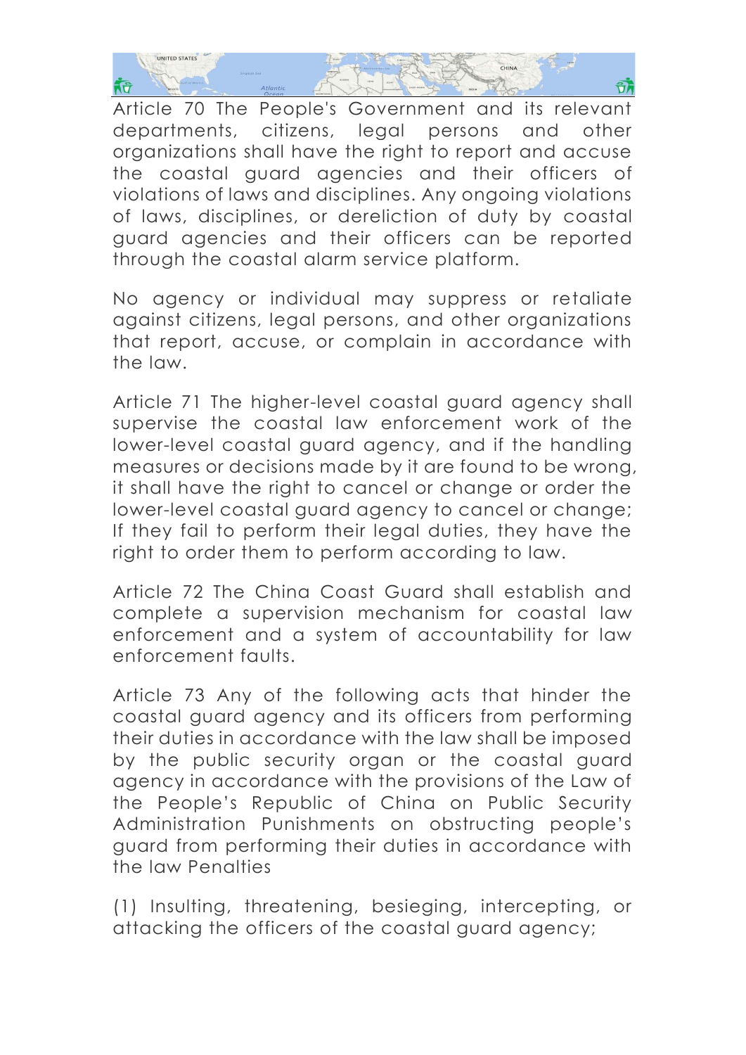Article 70 The People's Government and its relevant departments, citizens, legal persons and other organizations shall have the right to report and accuse the coastal guard agencies and their officers of violations of laws and disciplines. Any ongoing violations of laws, disciplines, or dereliction of duty by coastal guard agencies and their officers can be reported through the coastal alarm service platform.

No agency or individual may suppress or retaliate against citizens, legal persons, and other organizations that report, accuse, or complain in accordance with the law.

Article 71 The higher-level coastal guard agency shall supervise the coastal law enforcement work of the lower-level coastal guard agency, and if the handling measures or decisions made by it are found to be wrong, it shall have the right to cancel or change or order the lower-level coastal guard agency to cancel or change; If they fail to perform their legal duties, they have the right to order them to perform according to law.

Article 72 The China Coast Guard shall establish and complete a supervision mechanism for coastal law enforcement and a system of accountability for law enforcement faults.

Article 73 Any of the following acts that hinder the coastal guard agency and its officers from performing their duties in accordance with the law shall be imposed by the public security organ or the coastal guard agency in accordance with the provisions of the Law of the People's Republic of China on Public Security Administration Punishments on obstructing people's guard from performing their duties in accordance with the law Penalties

(1) Insulting, threatening, besieging, intercepting, or attacking the officers of the coastal guard agency;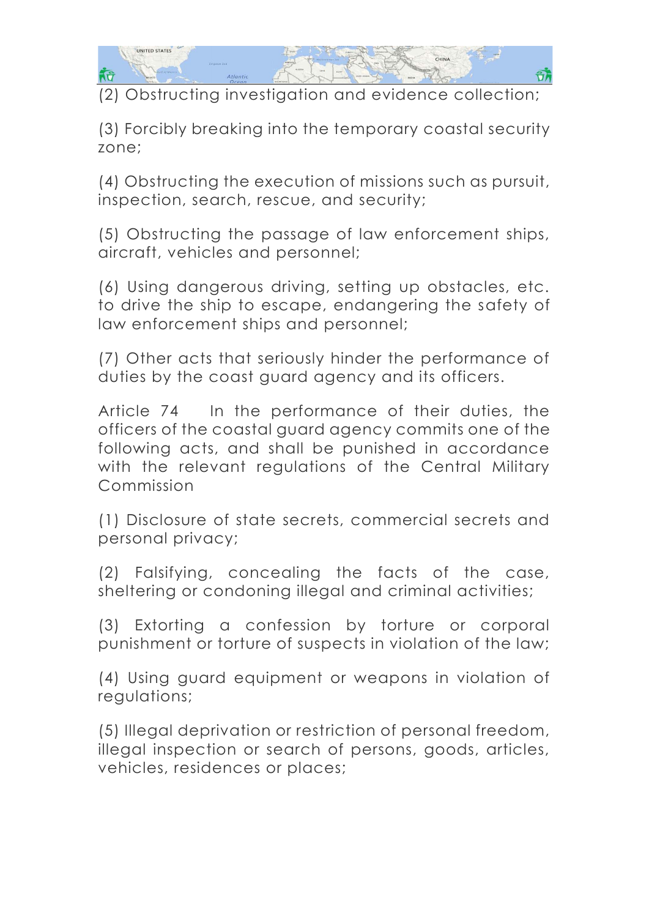(2) Obstructing investigation and evidence collection;

(3) Forcibly breaking into the temporary coastal security zone;

(4) Obstructing the execution of missions such as pursuit, inspection, search, rescue, and security;

(5) Obstructing the passage of law enforcement ships, aircraft, vehicles and personnel;

(6) Using dangerous driving, setting up obstacles, etc. to drive the ship to escape, endangering the safety of law enforcement ships and personnel;

(7) Other acts that seriously hinder the performance of duties by the coast guard agency and its officers.

Article 74 In the performance of their duties, the officers of the coastal guard agency commits one of the following acts, and shall be punished in accordance with the relevant regulations of the Central Military Commission

(1) Disclosure of state secrets, commercial secrets and personal privacy;

(2) Falsifying, concealing the facts of the case, sheltering or condoning illegal and criminal activities;

(3) Extorting a confession by torture or corporal punishment or torture of suspects in violation of the law;

(4) Using guard equipment or weapons in violation of regulations;

(5) Illegal deprivation or restriction of personal freedom, illegal inspection or search of persons, goods, articles, vehicles, residences or places;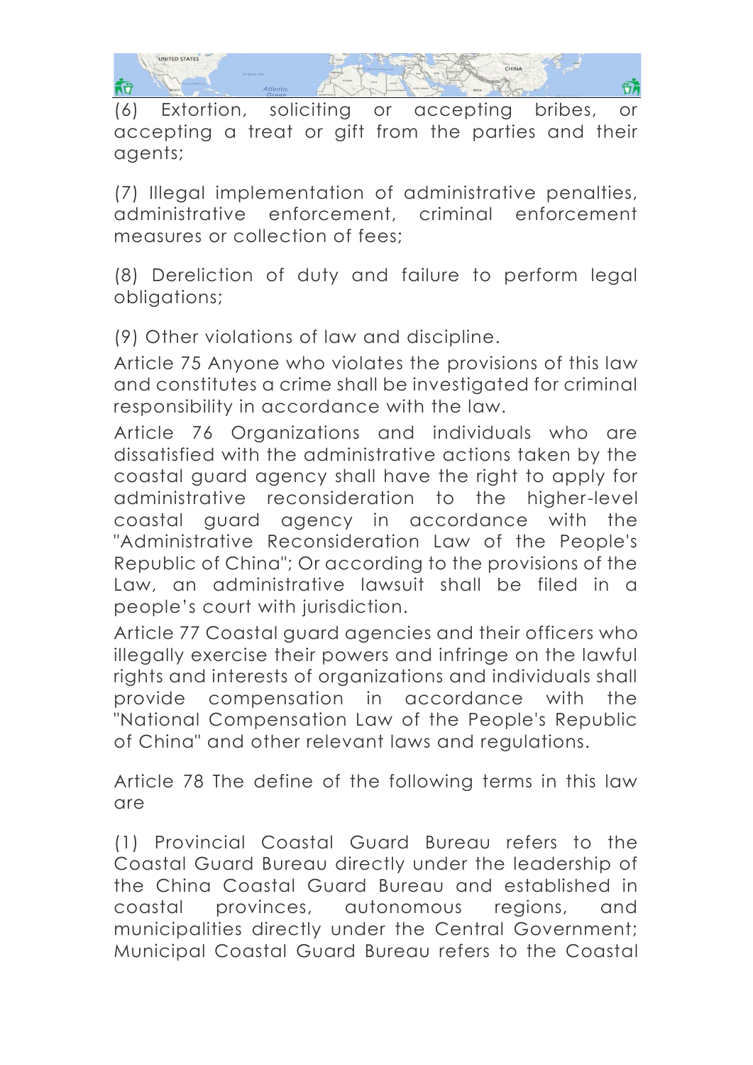(6) Extortion, soliciting or accepting bribes, or accepting a treat or gift from the parties and their agents;

(7) Illegal implementation of administrative penalties, administrative enforcement, criminal enforcement measures or collection of fees;

(8) Dereliction of duty and failure to perform legal obligations;

(9) Other violations of law and discipline.

Article 75 Anyone who violates the provisions of this law and constitutes a crime shall be investigated for criminal responsibility in accordance with the law.

Article 76 Organizations and individuals who are dissatisfied with the administrative actions taken by the coastal guard agency shall have the right to apply for administrative reconsideration to the higher-level coastal guard agency in accordance with the "Administrative Reconsideration Law of the People's Republic of China"; Or according to the provisions of the Law, an administrative lawsuit shall be filed in a people's court with jurisdiction.

Article 77 Coastal guard agencies and their officers who illegally exercise their powers and infringe on the lawful rights and interests of organizations and individuals shall provide compensation in accordance with the "National Compensation Law of the People's Republic of China" and other relevant laws and regulations.

Article 78 The define of the following terms in this law are

(1) Provincial Coastal Guard Bureau refers to the Coastal Guard Bureau directly under the leadership of the China Coastal Guard Bureau and established in coastal provinces, autonomous regions, and municipalities directly under the Central Government; Municipal Coastal Guard Bureau refers to the Coastal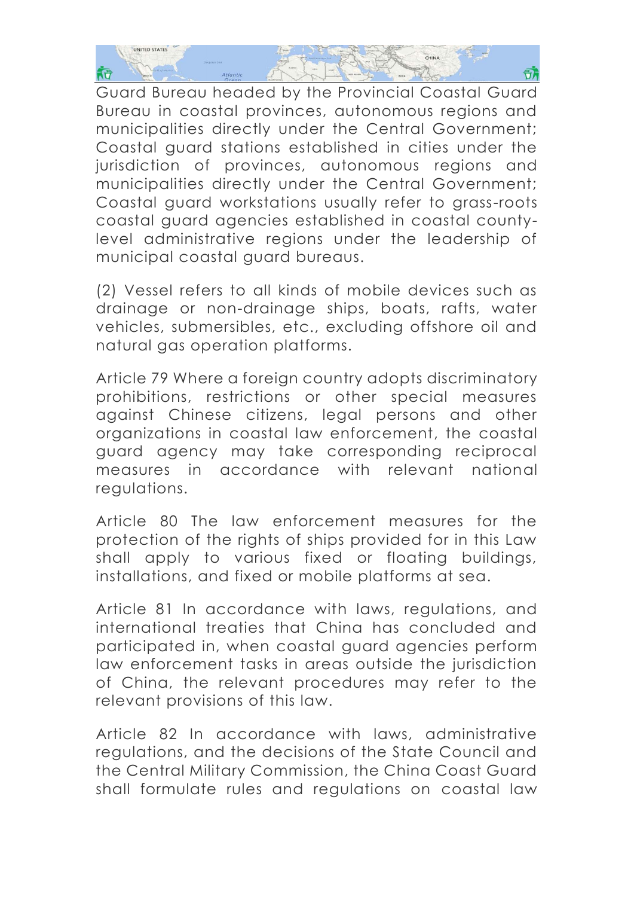Guard Bureau headed by the Provincial Coastal Guard Bureau in coastal provinces, autonomous regions and municipalities directly under the Central Government; Coastal guard stations established in cities under the jurisdiction of provinces, autonomous regions and municipalities directly under the Central Government; Coastal guard workstations usually refer to grass-roots coastal guard agencies established in coastal county-level administrative regions under the leadership of municipal coastal guard bureaus.

(2) Vessel refers to all kinds of mobile devices such as drainage or non-drainage ships, boats, rafts, water vehicles, submersibles, etc., excluding offshore oil and natural gas operation platforms.

Article 79 Where a foreign country adopts discriminatory prohibitions, restrictions or other special measures against Chinese citizens, legal persons and other organizations in coastal law enforcement, the coastal guard agency may take corresponding reciprocal measures in accordance with relevant national regulations.

Article 80 The law enforcement measures for the protection of the rights of ships provided for in this Law shall apply to various fixed or floating buildings, installations, and fixed or mobile platforms at sea.

Article 81 In accordance with laws, regulations, and international treaties that China has concluded and participated in, when coastal guard agencies perform law enforcement tasks in areas outside the jurisdiction of China, the relevant procedures may refer to the relevant provisions of this law.

Article 82 In accordance with laws, administrative regulations, and the decisions of the State Council and the Central Military Commission, the China Coast Guard shall formulate rules and regulations on coastal law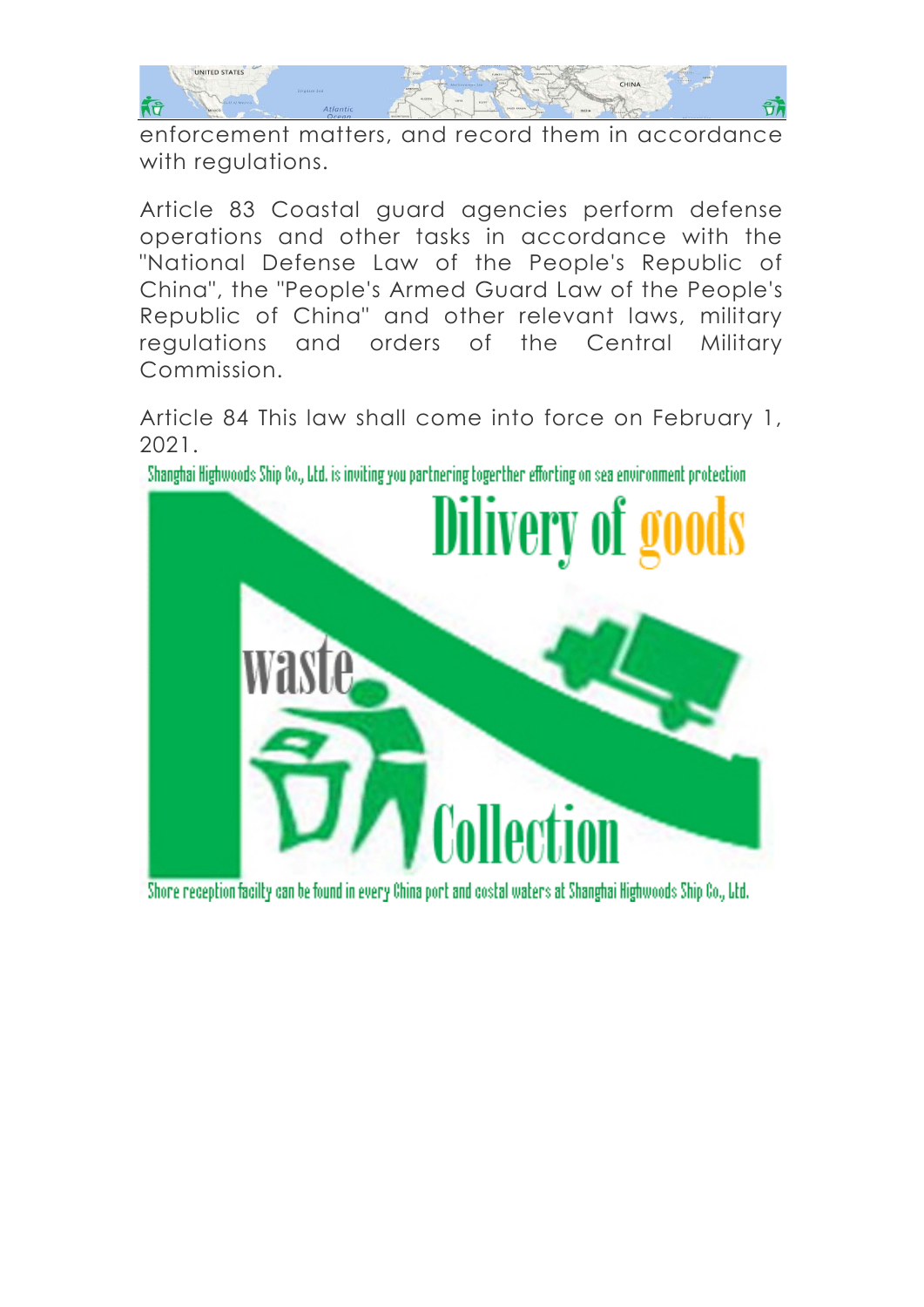enforcement matters, and record them in accordance with regulations.

Article 83 Coastal guard agencies perform defense operations and other tasks in accordance with the "National Defense Law of the People's Republic of China", the "People's Armed Guard Law of the People's Republic of China" and other relevant laws, military regulations and orders of the Central Military Commission.

Article 84 This law shall come into force on February 1, 2021.

Shanghai Highwoods Ship Co., Ltd. is inviting you partnering togerther efforting on sea environment protection

Dilivery of goods

waste

Collection

Shore reception facilty can be found in every China port and costal waters at Shanghai Highwoods Ship Co., Ltd.